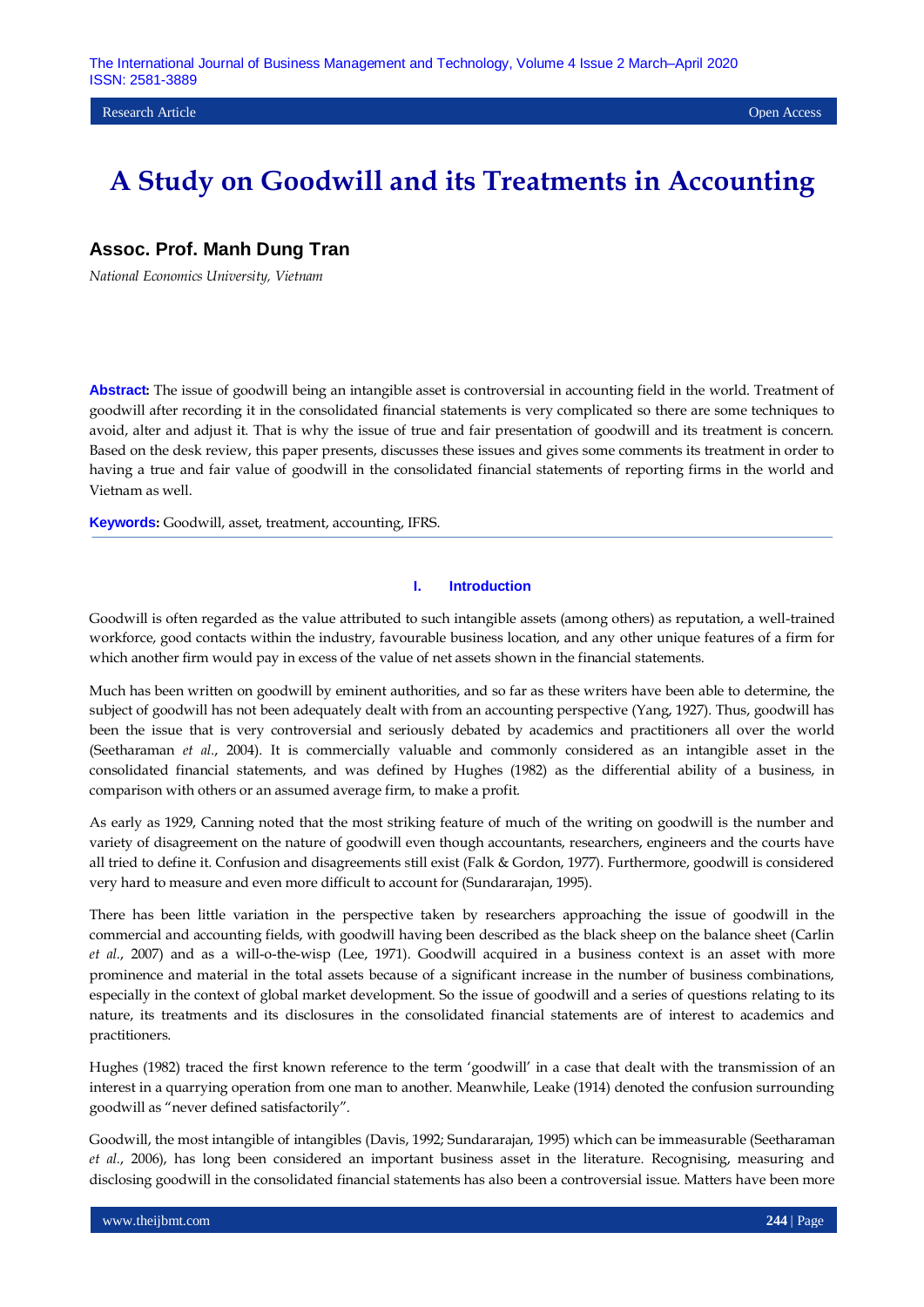Research Article Open Access

# A Study on Goodwill and its Treatments in Accounting

## Assoc. Prof. Manh Dung Tran

*National Economics University, Vietnam*

**Abstract:** The issue of goodwill being an intangible asset is controversial in accounting field in the world. Treatment of goodwill after recording it in the consolidated financial statements is very complicated so there are some techniques to avoid, alter and adjust it. That is why the issue of true and fair presentation of goodwill and its treatment is concern. Based on the desk review, this paper presents, discusses these issues and gives some comments its treatment in order to having a true and fair value of goodwill in the consolidated financial statements of reporting firms in the world and Vietnam as well.

**Keywords:** Goodwill, asset, treatment, accounting, IFRS.

## I. Introduction

Goodwill is often regarded as the value attributed to such intangible assets (among others) as reputation, a well-trained workforce, good contacts within the industry, favourable business location, and any other unique features of a firm for which another firm would pay in excess of the value of net assets shown in the financial statements.

Much has been written on goodwill by eminent authorities, and so far as these writers have been able to determine, the subject of goodwill has not been adequately dealt with from an accounting perspective (Yang, 1927). Thus, goodwill has been the issue that is very controversial and seriously debated by academics and practitioners all over the world (Seetharaman *et al.*, 2004). It is commercially valuable and commonly considered as an intangible asset in the consolidated financial statements, and was defined by Hughes (1982) as the differential ability of a business, in comparison with others or an assumed average firm, to make a profit.

As early as 1929, Canning noted that the most striking feature of much of the writing on goodwill is the number and variety of disagreement on the nature of goodwill even though accountants, researchers, engineers and the courts have all tried to define it. Confusion and disagreements still exist (Falk & Gordon, 1977). Furthermore, goodwill is considered very hard to measure and even more difficult to account for (Sundararajan, 1995).

There has been little variation in the perspective taken by researchers approaching the issue of goodwill in the commercial and accounting fields, with goodwill having been described as the black sheep on the balance sheet (Carlin *et al.*, 2007) and as a will-o-the-wisp (Lee, 1971). Goodwill acquired in a business context is an asset with more prominence and material in the total assets because of a significant increase in the number of business combinations, especially in the context of global market development. So the issue of goodwill and a series of questions relating to its nature, its treatments and its disclosures in the consolidated financial statements are of interest to academics and practitioners.

Hughes (1982) traced the first known reference to the term 'goodwill' in a case that dealt with the transmission of an interest in a quarrying operation from one man to another. Meanwhile, Leake (1914) denoted the confusion surrounding goodwill as "never defined satisfactorily".

Goodwill, the most intangible of intangibles (Davis, 1992; Sundararajan, 1995) which can be immeasurable (Seetharaman *et al.*, 2006), has long been considered an important business asset in the literature. Recognising, measuring and disclosing goodwill in the consolidated financial statements has also been a controversial issue. Matters have been more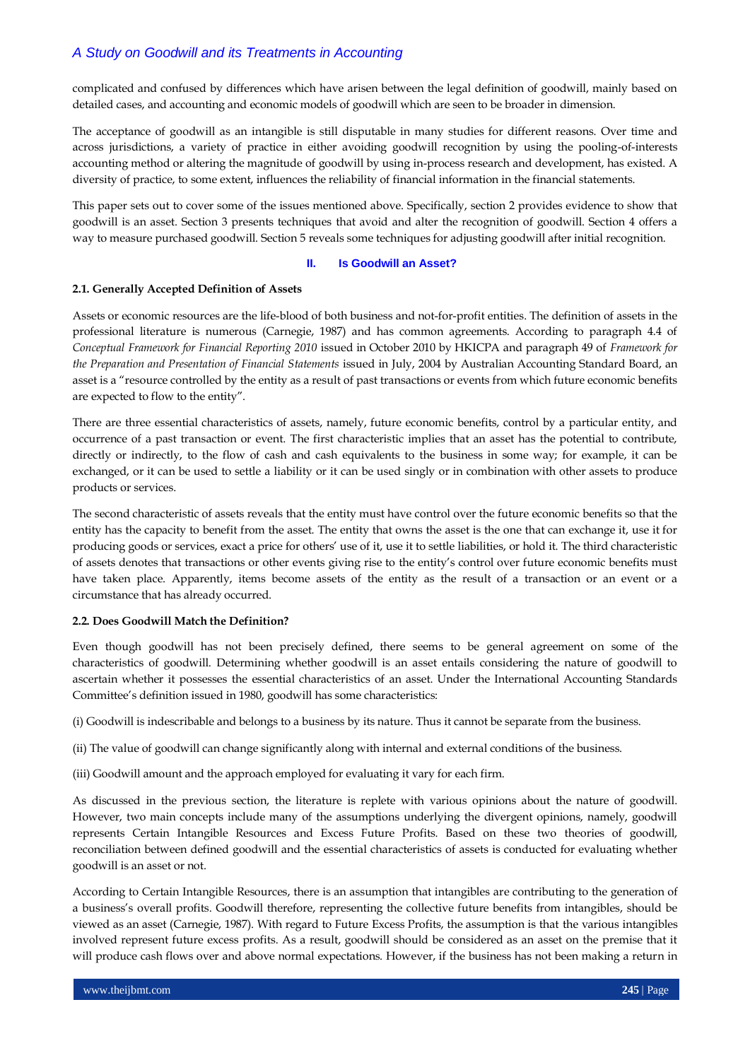complicated and confused by differences which have arisen between the legal definition of goodwill, mainly based on detailed cases, and accounting and economic models of goodwill which are seen to be broader in dimension.

The acceptance of goodwill as an intangible is still disputable in many studies for different reasons. Over time and across jurisdictions, a variety of practice in either avoiding goodwill recognition by using the pooling-of-interests accounting method or altering the magnitude of goodwill by using in-process research and development, has existed. A diversity of practice, to some extent, influences the reliability of financial information in the financial statements.

This paper sets out to cover some of the issues mentioned above. Specifically, section 2 provides evidence to show that goodwill is an asset. Section 3 presents techniques that avoid and alter the recognition of goodwill. Section 4 offers a way to measure purchased goodwill. Section 5 reveals some techniques for adjusting goodwill after initial recognition.

## II. Is Goodwill an Asset?

### 2.1. Generally Accepted Definition of Assets

Assets or economic resources are the life-blood of both business and not-for-profit entities. The definition of assets in the professional literature is numerous (Carnegie, 1987) and has common agreements. According to paragraph 4.4 of *Conceptual Framework for Financial Reporting 2010* issued in October 2010 by HKICPA and paragraph 49 of *Framework for the Preparation and Presentation of Financial Statements* issued in July, 2004 by Australian Accounting Standard Board, an asset is a "resource controlled by the entity as a result of past transactions or events from which future economic benefits are expected to flow to the entity".

There are three essential characteristics of assets, namely, future economic benefits, control by a particular entity, and occurrence of a past transaction or event. The first characteristic implies that an asset has the potential to contribute, directly or indirectly, to the flow of cash and cash equivalents to the business in some way; for example, it can be exchanged, or it can be used to settle a liability or it can be used singly or in combination with other assets to produce products or services.

The second characteristic of assets reveals that the entity must have control over the future economic benefits so that the entity has the capacity to benefit from the asset. The entity that owns the asset is the one that can exchange it, use it for producing goods or services, exact a price for others' use of it, use it to settle liabilities, or hold it. The third characteristic of assets denotes that transactions or other events giving rise to the entity's control over future economic benefits must have taken place. Apparently, items become assets of the entity as the result of a transaction or an event or a circumstance that has already occurred.

### 2.2. Does Goodwill Match the Definition?

Even though goodwill has not been precisely defined, there seems to be general agreement on some of the characteristics of goodwill. Determining whether goodwill is an asset entails considering the nature of goodwill to ascertain whether it possesses the essential characteristics of an asset. Under the International Accounting Standards Committee's definition issued in 1980, goodwill has some characteristics:

(i) Goodwill is indescribable and belongs to a business by its nature. Thus it cannot be separate from the business.

(ii) The value of goodwill can change significantly along with internal and external conditions of the business.

(iii) Goodwill amount and the approach employed for evaluating it vary for each firm.

As discussed in the previous section, the literature is replete with various opinions about the nature of goodwill. However, two main concepts include many of the assumptions underlying the divergent opinions, namely, goodwill represents Certain Intangible Resources and Excess Future Profits. Based on these two theories of goodwill, reconciliation between defined goodwill and the essential characteristics of assets is conducted for evaluating whether goodwill is an asset or not.

According to Certain Intangible Resources, there is an assumption that intangibles are contributing to the generation of a business's overall profits. Goodwill therefore, representing the collective future benefits from intangibles, should be viewed as an asset (Carnegie, 1987). With regard to Future Excess Profits, the assumption is that the various intangibles involved represent future excess profits. As a result, goodwill should be considered as an asset on the premise that it will produce cash flows over and above normal expectations. However, if the business has not been making a return in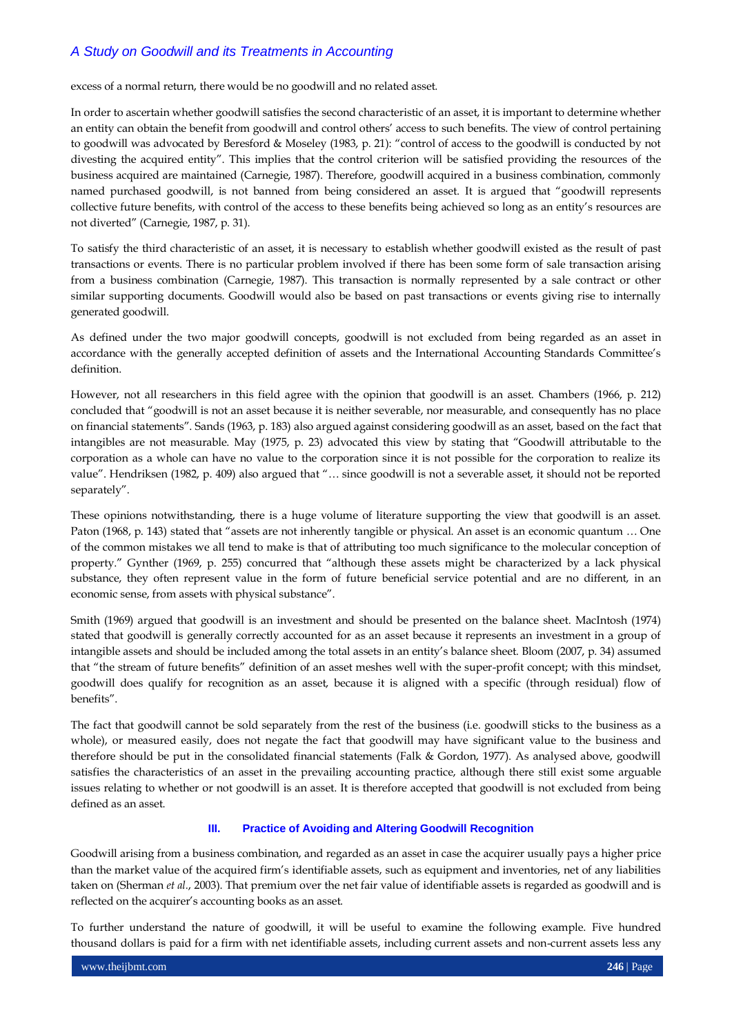excess of a normal return, there would be no goodwill and no related asset.

In order to ascertain whether goodwill satisfies the second characteristic of an asset, it is important to determine whether an entity can obtain the benefit from goodwill and control others' access to such benefits. The view of control pertaining to goodwill was advocated by Beresford & Moseley (1983, p. 21): "control of access to the goodwill is conducted by not divesting the acquired entity". This implies that the control criterion will be satisfied providing the resources of the business acquired are maintained (Carnegie, 1987). Therefore, goodwill acquired in a business combination, commonly named purchased goodwill, is not banned from being considered an asset. It is argued that "goodwill represents collective future benefits, with control of the access to these benefits being achieved so long as an entity's resources are not diverted" (Carnegie, 1987, p. 31).

To satisfy the third characteristic of an asset, it is necessary to establish whether goodwill existed as the result of past transactions or events. There is no particular problem involved if there has been some form of sale transaction arising from a business combination (Carnegie, 1987). This transaction is normally represented by a sale contract or other similar supporting documents. Goodwill would also be based on past transactions or events giving rise to internally generated goodwill.

As defined under the two major goodwill concepts, goodwill is not excluded from being regarded as an asset in accordance with the generally accepted definition of assets and the International Accounting Standards Committee's definition.

However, not all researchers in this field agree with the opinion that goodwill is an asset. Chambers (1966, p. 212) concluded that "goodwill is not an asset because it is neither severable, nor measurable, and consequently has no place on financial statements". Sands (1963, p. 183) also argued against considering goodwill as an asset, based on the fact that intangibles are not measurable. May (1975, p. 23) advocated this view by stating that "Goodwill attributable to the corporation as a whole can have no value to the corporation since it is not possible for the corporation to realize its value". Hendriksen (1982, p. 409) also argued that "… since goodwill is not a severable asset, it should not be reported separately".

These opinions notwithstanding, there is a huge volume of literature supporting the view that goodwill is an asset. Paton (1968, p. 143) stated that "assets are not inherently tangible or physical. An asset is an economic quantum … One of the common mistakes we all tend to make is that of attributing too much significance to the molecular conception of property." Gynther (1969, p. 255) concurred that "although these assets might be characterized by a lack physical substance, they often represent value in the form of future beneficial service potential and are no different, in an economic sense, from assets with physical substance".

Smith (1969) argued that goodwill is an investment and should be presented on the balance sheet. MacIntosh (1974) stated that goodwill is generally correctly accounted for as an asset because it represents an investment in a group of intangible assets and should be included among the total assets in an entity's balance sheet. Bloom (2007, p. 34) assumed that "the stream of future benefits" definition of an asset meshes well with the super-profit concept; with this mindset, goodwill does qualify for recognition as an asset, because it is aligned with a specific (through residual) flow of benefits".

The fact that goodwill cannot be sold separately from the rest of the business (i.e. goodwill sticks to the business as a whole), or measured easily, does not negate the fact that goodwill may have significant value to the business and therefore should be put in the consolidated financial statements (Falk & Gordon, 1977). As analysed above, goodwill satisfies the characteristics of an asset in the prevailing accounting practice, although there still exist some arguable issues relating to whether or not goodwill is an asset. It is therefore accepted that goodwill is not excluded from being defined as an asset.

## III. Practice of Avoiding and Altering Goodwill Recognition

Goodwill arising from a business combination, and regarded as an asset in case the acquirer usually pays a higher price than the market value of the acquired firm's identifiable assets, such as equipment and inventories, net of any liabilities taken on (Sherman *et al.*, 2003). That premium over the net fair value of identifiable assets is regarded as goodwill and is reflected on the acquirer's accounting books as an asset.

To further understand the nature of goodwill, it will be useful to examine the following example. Five hundred thousand dollars is paid for a firm with net identifiable assets, including current assets and non-current assets less any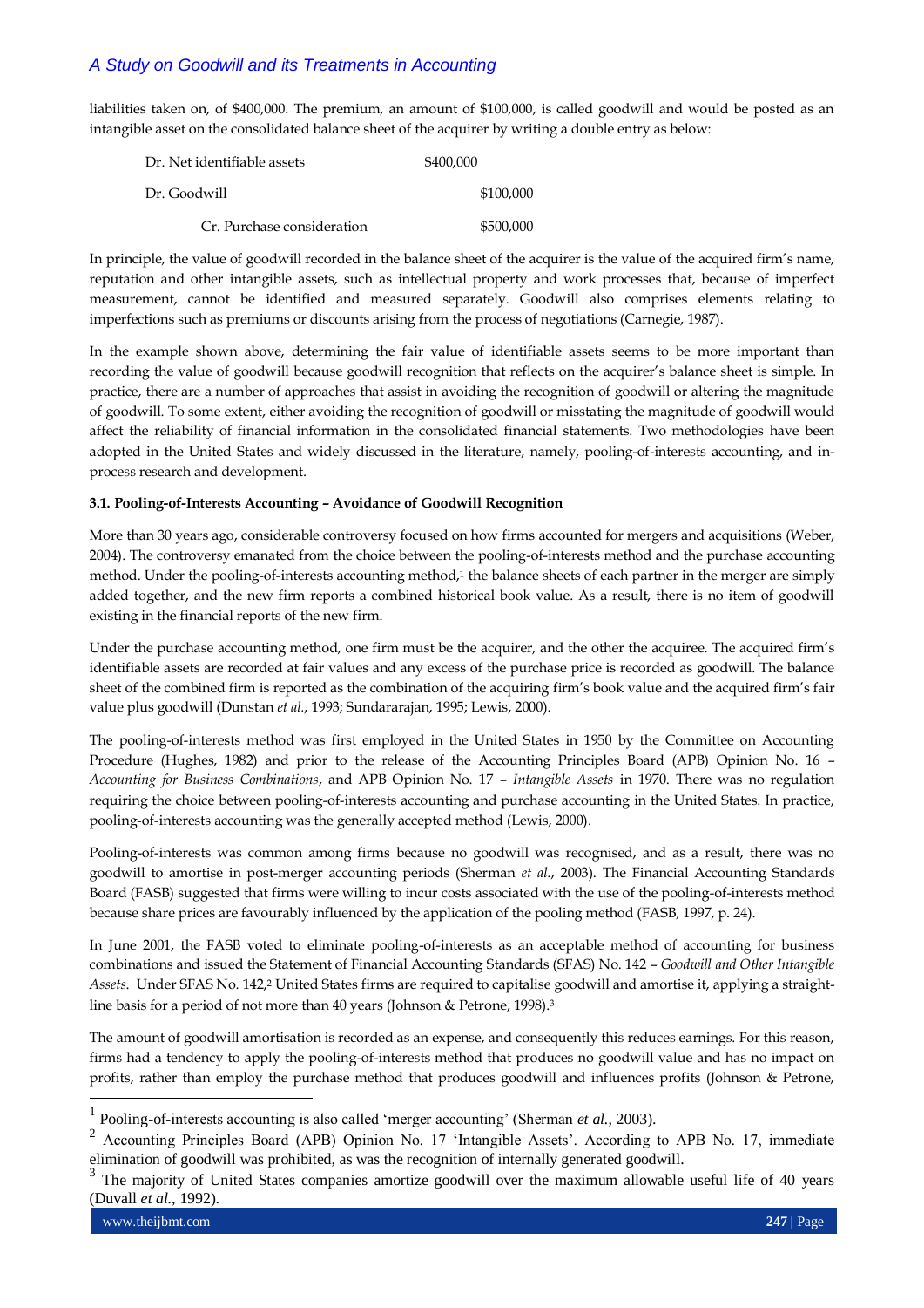liabilities taken on, of $400,000. The premium, an amount of $100,000, is called goodwill and would be posted as an intangible asset on the consolidated balance sheet of the acquirer by writing a double entry as below:

| | | |
|---|---|---|
| Dr. Net identifiable assets | $400,000 | |
| Dr. Goodwill | | $100,000 |
| Cr. Purchase consideration | | $500,000 |

In principle, the value of goodwill recorded in the balance sheet of the acquirer is the value of the acquired firm's name, reputation and other intangible assets, such as intellectual property and work processes that, because of imperfect measurement, cannot be identified and measured separately. Goodwill also comprises elements relating to imperfections such as premiums or discounts arising from the process of negotiations (Carnegie, 1987).

In the example shown above, determining the fair value of identifiable assets seems to be more important than recording the value of goodwill because goodwill recognition that reflects on the acquirer's balance sheet is simple. In practice, there are a number of approaches that assist in avoiding the recognition of goodwill or altering the magnitude of goodwill. To some extent, either avoiding the recognition of goodwill or misstating the magnitude of goodwill would affect the reliability of financial information in the consolidated financial statements. Two methodologies have been adopted in the United States and widely discussed in the literature, namely, pooling-of-interests accounting, and in-process research and development.

### 3.1. Pooling-of-Interests Accounting – Avoidance of Goodwill Recognition

More than 30 years ago, considerable controversy focused on how firms accounted for mergers and acquisitions (Weber, 2004). The controversy emanated from the choice between the pooling-of-interests method and the purchase accounting method. Under the pooling-of-interests accounting method,[1] the balance sheets of each partner in the merger are simply added together, and the new firm reports a combined historical book value. As a result, there is no item of goodwill existing in the financial reports of the new firm.

Under the purchase accounting method, one firm must be the acquirer, and the other the acquiree. The acquired firm's identifiable assets are recorded at fair values and any excess of the purchase price is recorded as goodwill. The balance sheet of the combined firm is reported as the combination of the acquiring firm's book value and the acquired firm's fair value plus goodwill (Dunstan *et al.*, 1993; Sundararajan, 1995; Lewis, 2000).

The pooling-of-interests method was first employed in the United States in 1950 by the Committee on Accounting Procedure (Hughes, 1982) and prior to the release of the Accounting Principles Board (APB) Opinion No. 16 – *Accounting for Business Combinations*, and APB Opinion No. 17 – *Intangible Assets* in 1970. There was no regulation requiring the choice between pooling-of-interests accounting and purchase accounting in the United States. In practice, pooling-of-interests accounting was the generally accepted method (Lewis, 2000).

Pooling-of-interests was common among firms because no goodwill was recognised, and as a result, there was no goodwill to amortise in post-merger accounting periods (Sherman *et al.*, 2003). The Financial Accounting Standards Board (FASB) suggested that firms were willing to incur costs associated with the use of the pooling-of-interests method because share prices are favourably influenced by the application of the pooling method (FASB, 1997, p. 24).

In June 2001, the FASB voted to eliminate pooling-of-interests as an acceptable method of accounting for business combinations and issued the Statement of Financial Accounting Standards (SFAS) No. 142 – *Goodwill and Other Intangible Assets*. Under SFAS No. 142,[2] United States firms are required to capitalise goodwill and amortise it, applying a straight-line basis for a period of not more than 40 years (Johnson & Petrone, 1998).[3]

The amount of goodwill amortisation is recorded as an expense, and consequently this reduces earnings. For this reason, firms had a tendency to apply the pooling-of-interests method that produces no goodwill value and has no impact on profits, rather than employ the purchase method that produces goodwill and influences profits (Johnson & Petrone,

---

[1] Pooling-of-interests accounting is also called 'merger accounting' (Sherman *et al.*, 2003).

[2] Accounting Principles Board (APB) Opinion No. 17 'Intangible Assets'. According to APB No. 17, immediate elimination of goodwill was prohibited, as was the recognition of internally generated goodwill.

[3] The majority of United States companies amortize goodwill over the maximum allowable useful life of 40 years (Duvall *et al.*, 1992).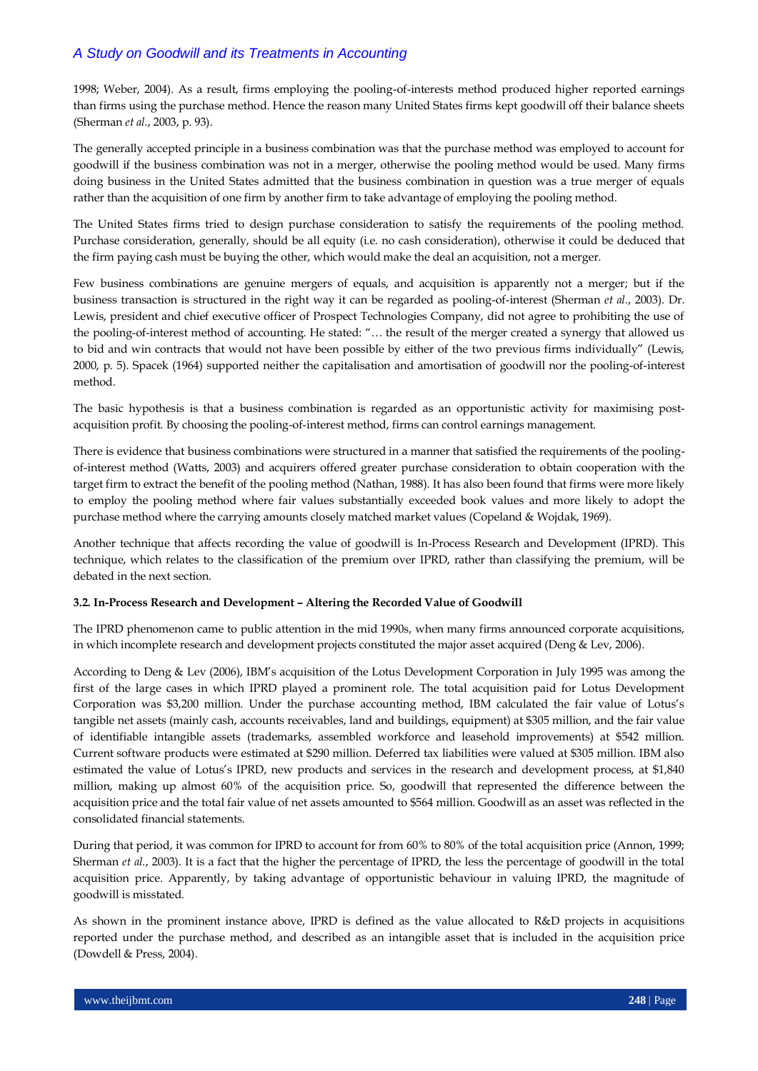1998; Weber, 2004). As a result, firms employing the pooling-of-interests method produced higher reported earnings than firms using the purchase method. Hence the reason many United States firms kept goodwill off their balance sheets (Sherman *et al.*, 2003, p. 93).

The generally accepted principle in a business combination was that the purchase method was employed to account for goodwill if the business combination was not in a merger, otherwise the pooling method would be used. Many firms doing business in the United States admitted that the business combination in question was a true merger of equals rather than the acquisition of one firm by another firm to take advantage of employing the pooling method.

The United States firms tried to design purchase consideration to satisfy the requirements of the pooling method. Purchase consideration, generally, should be all equity (i.e. no cash consideration), otherwise it could be deduced that the firm paying cash must be buying the other, which would make the deal an acquisition, not a merger.

Few business combinations are genuine mergers of equals, and acquisition is apparently not a merger; but if the business transaction is structured in the right way it can be regarded as pooling-of-interest (Sherman *et al.*, 2003). Dr. Lewis, president and chief executive officer of Prospect Technologies Company, did not agree to prohibiting the use of the pooling-of-interest method of accounting. He stated: "… the result of the merger created a synergy that allowed us to bid and win contracts that would not have been possible by either of the two previous firms individually" (Lewis, 2000, p. 5). Spacek (1964) supported neither the capitalisation and amortisation of goodwill nor the pooling-of-interest method.

The basic hypothesis is that a business combination is regarded as an opportunistic activity for maximising post-acquisition profit. By choosing the pooling-of-interest method, firms can control earnings management.

There is evidence that business combinations were structured in a manner that satisfied the requirements of the pooling-of-interest method (Watts, 2003) and acquirers offered greater purchase consideration to obtain cooperation with the target firm to extract the benefit of the pooling method (Nathan, 1988). It has also been found that firms were more likely to employ the pooling method where fair values substantially exceeded book values and more likely to adopt the purchase method where the carrying amounts closely matched market values (Copeland & Wojdak, 1969).

Another technique that affects recording the value of goodwill is In-Process Research and Development (IPRD). This technique, which relates to the classification of the premium over IPRD, rather than classifying the premium, will be debated in the next section.

### 3.2. In-Process Research and Development – Altering the Recorded Value of Goodwill

The IPRD phenomenon came to public attention in the mid 1990s, when many firms announced corporate acquisitions, in which incomplete research and development projects constituted the major asset acquired (Deng & Lev, 2006).

According to Deng & Lev (2006), IBM's acquisition of the Lotus Development Corporation in July 1995 was among the first of the large cases in which IPRD played a prominent role. The total acquisition paid for Lotus Development Corporation was $3,200 million. Under the purchase accounting method, IBM calculated the fair value of Lotus's tangible net assets (mainly cash, accounts receivables, land and buildings, equipment) at $305 million, and the fair value of identifiable intangible assets (trademarks, assembled workforce and leasehold improvements) at $542 million. Current software products were estimated at $290 million. Deferred tax liabilities were valued at $305 million. IBM also estimated the value of Lotus's IPRD, new products and services in the research and development process, at $1,840 million, making up almost 60% of the acquisition price. So, goodwill that represented the difference between the acquisition price and the total fair value of net assets amounted to $564 million. Goodwill as an asset was reflected in the consolidated financial statements.

During that period, it was common for IPRD to account for from 60% to 80% of the total acquisition price (Annon, 1999; Sherman *et al.*, 2003). It is a fact that the higher the percentage of IPRD, the less the percentage of goodwill in the total acquisition price. Apparently, by taking advantage of opportunistic behaviour in valuing IPRD, the magnitude of goodwill is misstated.

As shown in the prominent instance above, IPRD is defined as the value allocated to R&D projects in acquisitions reported under the purchase method, and described as an intangible asset that is included in the acquisition price (Dowdell & Press, 2004).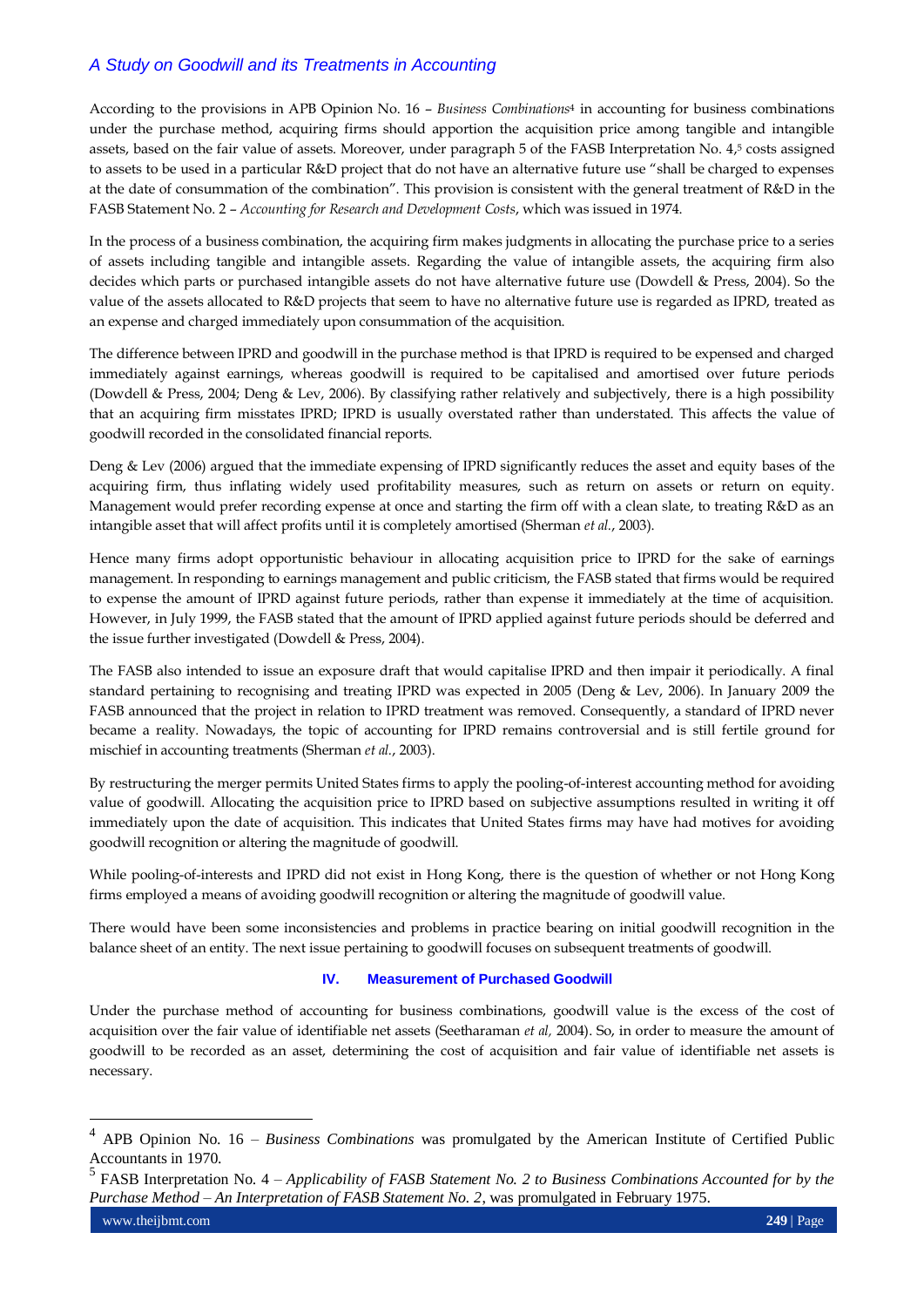According to the provisions in APB Opinion No. 16 – *Business Combinations*[4] in accounting for business combinations under the purchase method, acquiring firms should apportion the acquisition price among tangible and intangible assets, based on the fair value of assets. Moreover, under paragraph 5 of the FASB Interpretation No. 4,[5] costs assigned to assets to be used in a particular R&D project that do not have an alternative future use "shall be charged to expenses at the date of consummation of the combination". This provision is consistent with the general treatment of R&D in the FASB Statement No. 2 – *Accounting for Research and Development Costs*, which was issued in 1974.

In the process of a business combination, the acquiring firm makes judgments in allocating the purchase price to a series of assets including tangible and intangible assets. Regarding the value of intangible assets, the acquiring firm also decides which parts or purchased intangible assets do not have alternative future use (Dowdell & Press, 2004). So the value of the assets allocated to R&D projects that seem to have no alternative future use is regarded as IPRD, treated as an expense and charged immediately upon consummation of the acquisition.

The difference between IPRD and goodwill in the purchase method is that IPRD is required to be expensed and charged immediately against earnings, whereas goodwill is required to be capitalised and amortised over future periods (Dowdell & Press, 2004; Deng & Lev, 2006). By classifying rather relatively and subjectively, there is a high possibility that an acquiring firm misstates IPRD; IPRD is usually overstated rather than understated. This affects the value of goodwill recorded in the consolidated financial reports.

Deng & Lev (2006) argued that the immediate expensing of IPRD significantly reduces the asset and equity bases of the acquiring firm, thus inflating widely used profitability measures, such as return on assets or return on equity. Management would prefer recording expense at once and starting the firm off with a clean slate, to treating R&D as an intangible asset that will affect profits until it is completely amortised (Sherman *et al.*, 2003).

Hence many firms adopt opportunistic behaviour in allocating acquisition price to IPRD for the sake of earnings management. In responding to earnings management and public criticism, the FASB stated that firms would be required to expense the amount of IPRD against future periods, rather than expense it immediately at the time of acquisition. However, in July 1999, the FASB stated that the amount of IPRD applied against future periods should be deferred and the issue further investigated (Dowdell & Press, 2004).

The FASB also intended to issue an exposure draft that would capitalise IPRD and then impair it periodically. A final standard pertaining to recognising and treating IPRD was expected in 2005 (Deng & Lev, 2006). In January 2009 the FASB announced that the project in relation to IPRD treatment was removed. Consequently, a standard of IPRD never became a reality. Nowadays, the topic of accounting for IPRD remains controversial and is still fertile ground for mischief in accounting treatments (Sherman *et al.*, 2003).

By restructuring the merger permits United States firms to apply the pooling-of-interest accounting method for avoiding value of goodwill. Allocating the acquisition price to IPRD based on subjective assumptions resulted in writing it off immediately upon the date of acquisition. This indicates that United States firms may have had motives for avoiding goodwill recognition or altering the magnitude of goodwill.

While pooling-of-interests and IPRD did not exist in Hong Kong, there is the question of whether or not Hong Kong firms employed a means of avoiding goodwill recognition or altering the magnitude of goodwill value.

There would have been some inconsistencies and problems in practice bearing on initial goodwill recognition in the balance sheet of an entity. The next issue pertaining to goodwill focuses on subsequent treatments of goodwill.

## IV. Measurement of Purchased Goodwill

Under the purchase method of accounting for business combinations, goodwill value is the excess of the cost of acquisition over the fair value of identifiable net assets (Seetharaman *et al,* 2004). So, in order to measure the amount of goodwill to be recorded as an asset, determining the cost of acquisition and fair value of identifiable net assets is necessary.

---

[4] APB Opinion No. 16 – *Business Combinations* was promulgated by the American Institute of Certified Public Accountants in 1970.

[5] FASB Interpretation No. 4 – *Applicability of FASB Statement No. 2 to Business Combinations Accounted for by the Purchase Method – An Interpretation of FASB Statement No. 2*, was promulgated in February 1975.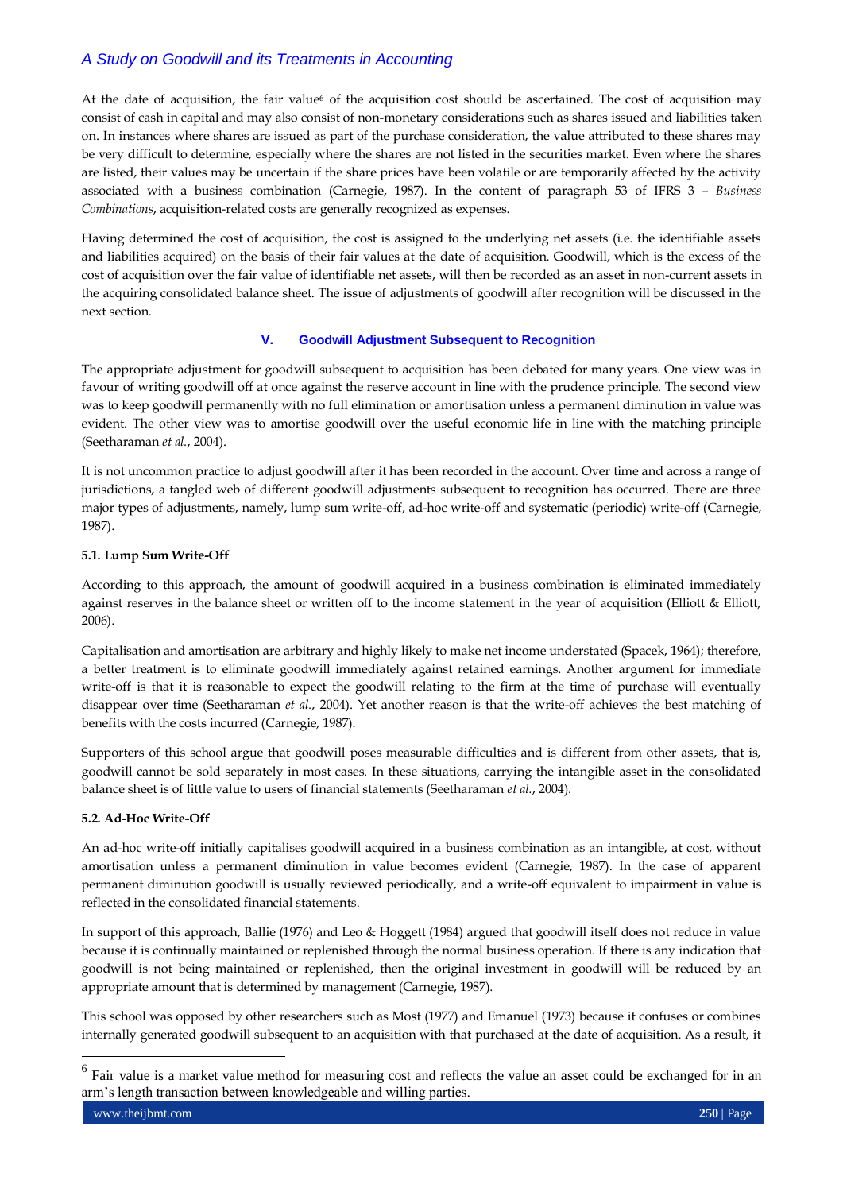At the date of acquisition, the fair value[6] of the acquisition cost should be ascertained. The cost of acquisition may consist of cash in capital and may also consist of non-monetary considerations such as shares issued and liabilities taken on. In instances where shares are issued as part of the purchase consideration, the value attributed to these shares may be very difficult to determine, especially where the shares are not listed in the securities market. Even where the shares are listed, their values may be uncertain if the share prices have been volatile or are temporarily affected by the activity associated with a business combination (Carnegie, 1987). In the content of paragraph 53 of IFRS 3 – *Business Combinations*, acquisition-related costs are generally recognized as expenses.

Having determined the cost of acquisition, the cost is assigned to the underlying net assets (i.e. the identifiable assets and liabilities acquired) on the basis of their fair values at the date of acquisition. Goodwill, which is the excess of the cost of acquisition over the fair value of identifiable net assets, will then be recorded as an asset in non-current assets in the acquiring consolidated balance sheet. The issue of adjustments of goodwill after recognition will be discussed in the next section.

## V. Goodwill Adjustment Subsequent to Recognition

The appropriate adjustment for goodwill subsequent to acquisition has been debated for many years. One view was in favour of writing goodwill off at once against the reserve account in line with the prudence principle. The second view was to keep goodwill permanently with no full elimination or amortisation unless a permanent diminution in value was evident. The other view was to amortise goodwill over the useful economic life in line with the matching principle (Seetharaman *et al.*, 2004).

It is not uncommon practice to adjust goodwill after it has been recorded in the account. Over time and across a range of jurisdictions, a tangled web of different goodwill adjustments subsequent to recognition has occurred. There are three major types of adjustments, namely, lump sum write-off, ad-hoc write-off and systematic (periodic) write-off (Carnegie, 1987).

### 5.1. Lump Sum Write-Off

According to this approach, the amount of goodwill acquired in a business combination is eliminated immediately against reserves in the balance sheet or written off to the income statement in the year of acquisition (Elliott & Elliott, 2006).

Capitalisation and amortisation are arbitrary and highly likely to make net income understated (Spacek, 1964); therefore, a better treatment is to eliminate goodwill immediately against retained earnings. Another argument for immediate write-off is that it is reasonable to expect the goodwill relating to the firm at the time of purchase will eventually disappear over time (Seetharaman *et al.*, 2004). Yet another reason is that the write-off achieves the best matching of benefits with the costs incurred (Carnegie, 1987).

Supporters of this school argue that goodwill poses measurable difficulties and is different from other assets, that is, goodwill cannot be sold separately in most cases. In these situations, carrying the intangible asset in the consolidated balance sheet is of little value to users of financial statements (Seetharaman *et al.*, 2004).

### 5.2. Ad-Hoc Write-Off

An ad-hoc write-off initially capitalises goodwill acquired in a business combination as an intangible, at cost, without amortisation unless a permanent diminution in value becomes evident (Carnegie, 1987). In the case of apparent permanent diminution goodwill is usually reviewed periodically, and a write-off equivalent to impairment in value is reflected in the consolidated financial statements.

In support of this approach, Ballie (1976) and Leo & Hoggett (1984) argued that goodwill itself does not reduce in value because it is continually maintained or replenished through the normal business operation. If there is any indication that goodwill is not being maintained or replenished, then the original investment in goodwill will be reduced by an appropriate amount that is determined by management (Carnegie, 1987).

This school was opposed by other researchers such as Most (1977) and Emanuel (1973) because it confuses or combines internally generated goodwill subsequent to an acquisition with that purchased at the date of acquisition. As a result, it

[6] Fair value is a market value method for measuring cost and reflects the value an asset could be exchanged for in an arm's length transaction between knowledgeable and willing parties.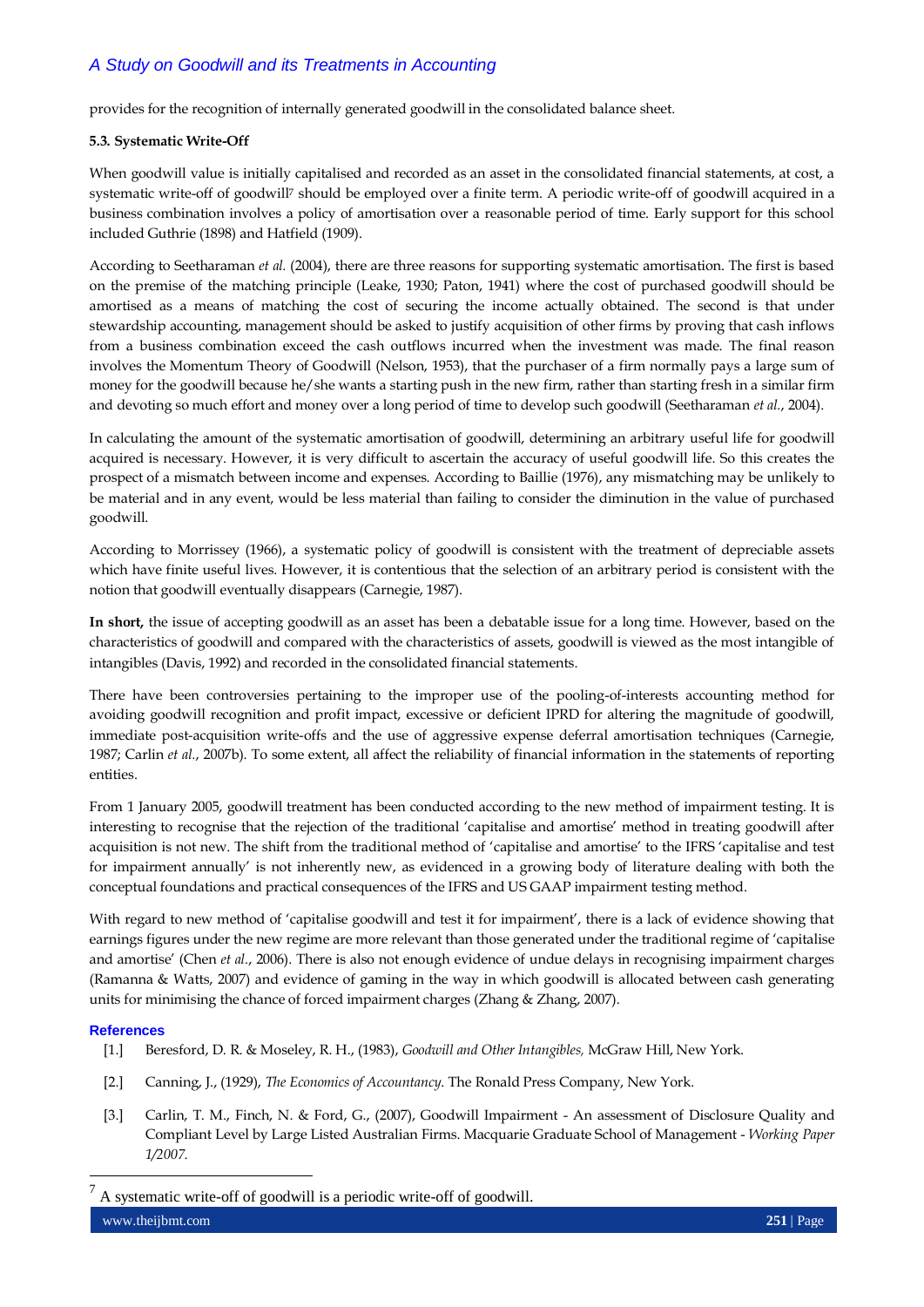provides for the recognition of internally generated goodwill in the consolidated balance sheet.

**5.3. Systematic Write-Off**

When goodwill value is initially capitalised and recorded as an asset in the consolidated financial statements, at cost, a systematic write-off of goodwill[7] should be employed over a finite term. A periodic write-off of goodwill acquired in a business combination involves a policy of amortisation over a reasonable period of time. Early support for this school included Guthrie (1898) and Hatfield (1909).

According to Seetharaman *et al.* (2004), there are three reasons for supporting systematic amortisation. The first is based on the premise of the matching principle (Leake, 1930; Paton, 1941) where the cost of purchased goodwill should be amortised as a means of matching the cost of securing the income actually obtained. The second is that under stewardship accounting, management should be asked to justify acquisition of other firms by proving that cash inflows from a business combination exceed the cash outflows incurred when the investment was made. The final reason involves the Momentum Theory of Goodwill (Nelson, 1953), that the purchaser of a firm normally pays a large sum of money for the goodwill because he/she wants a starting push in the new firm, rather than starting fresh in a similar firm and devoting so much effort and money over a long period of time to develop such goodwill (Seetharaman *et al.*, 2004).

In calculating the amount of the systematic amortisation of goodwill, determining an arbitrary useful life for goodwill acquired is necessary. However, it is very difficult to ascertain the accuracy of useful goodwill life. So this creates the prospect of a mismatch between income and expenses. According to Baillie (1976), any mismatching may be unlikely to be material and in any event, would be less material than failing to consider the diminution in the value of purchased goodwill.

According to Morrissey (1966), a systematic policy of goodwill is consistent with the treatment of depreciable assets which have finite useful lives. However, it is contentious that the selection of an arbitrary period is consistent with the notion that goodwill eventually disappears (Carnegie, 1987).

**In short,** the issue of accepting goodwill as an asset has been a debatable issue for a long time. However, based on the characteristics of goodwill and compared with the characteristics of assets, goodwill is viewed as the most intangible of intangibles (Davis, 1992) and recorded in the consolidated financial statements.

There have been controversies pertaining to the improper use of the pooling-of-interests accounting method for avoiding goodwill recognition and profit impact, excessive or deficient IPRD for altering the magnitude of goodwill, immediate post-acquisition write-offs and the use of aggressive expense deferral amortisation techniques (Carnegie, 1987; Carlin *et al.*, 2007b). To some extent, all affect the reliability of financial information in the statements of reporting entities.

From 1 January 2005, goodwill treatment has been conducted according to the new method of impairment testing. It is interesting to recognise that the rejection of the traditional 'capitalise and amortise' method in treating goodwill after acquisition is not new. The shift from the traditional method of 'capitalise and amortise' to the IFRS 'capitalise and test for impairment annually' is not inherently new, as evidenced in a growing body of literature dealing with both the conceptual foundations and practical consequences of the IFRS and US GAAP impairment testing method.

With regard to new method of 'capitalise goodwill and test it for impairment', there is a lack of evidence showing that earnings figures under the new regime are more relevant than those generated under the traditional regime of 'capitalise and amortise' (Chen *et al.*, 2006). There is also not enough evidence of undue delays in recognising impairment charges (Ramanna & Watts, 2007) and evidence of gaming in the way in which goodwill is allocated between cash generating units for minimising the chance of forced impairment charges (Zhang & Zhang, 2007).

## References

[1.] Beresford, D. R. & Moseley, R. H., (1983), *Goodwill and Other Intangibles,* McGraw Hill, New York.

[2.] Canning, J., (1929), *The Economics of Accountancy.* The Ronald Press Company, New York.

[3.] Carlin, T. M., Finch, N. & Ford, G., (2007), Goodwill Impairment - An assessment of Disclosure Quality and Compliant Level by Large Listed Australian Firms. Macquarie Graduate School of Management - *Working Paper 1/2007.*

[7] A systematic write-off of goodwill is a periodic write-off of goodwill.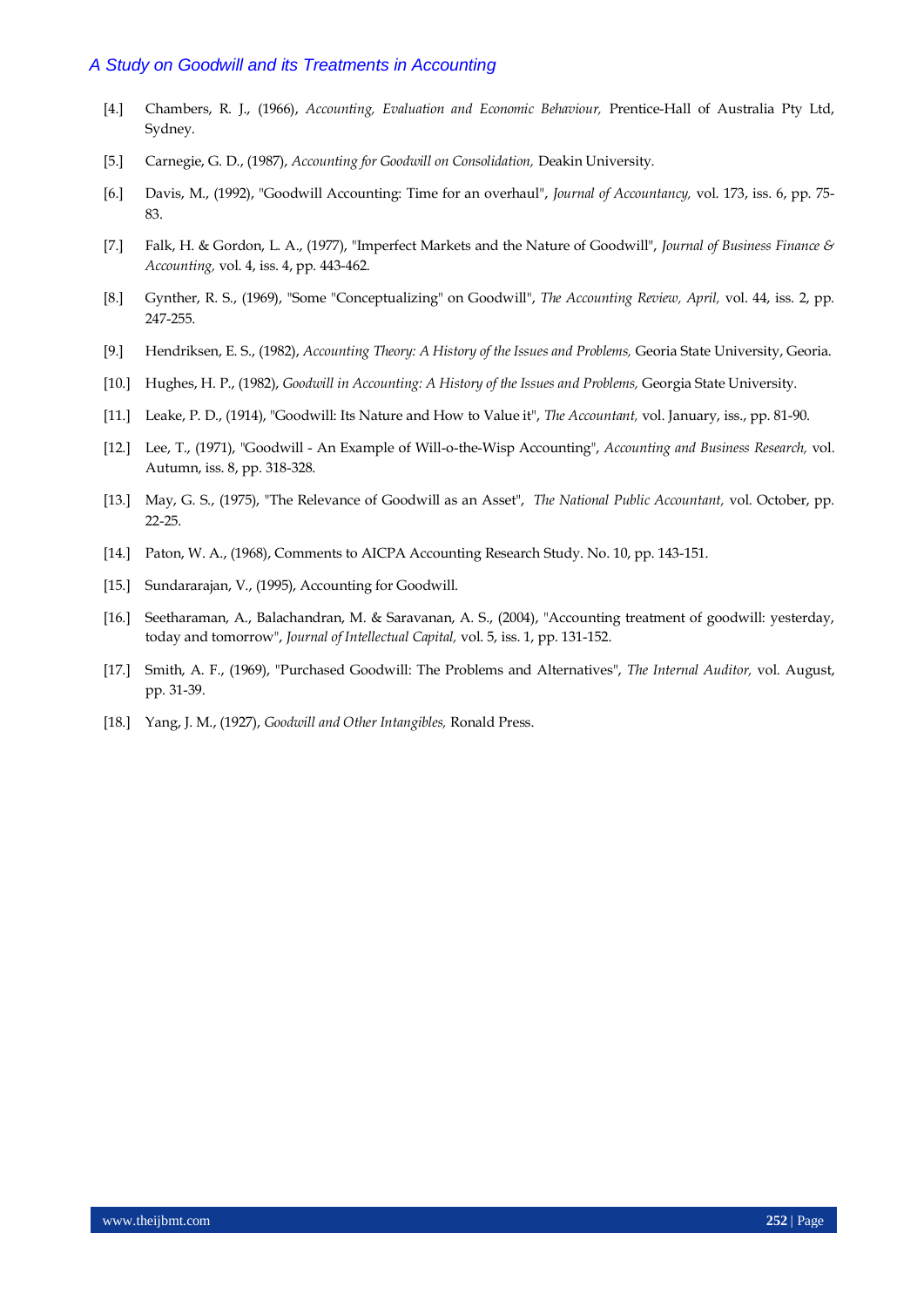[4.] Chambers, R. J., (1966), *Accounting, Evaluation and Economic Behaviour,* Prentice-Hall of Australia Pty Ltd, Sydney.

[5.] Carnegie, G. D., (1987), *Accounting for Goodwill on Consolidation,* Deakin University.

[6.] Davis, M., (1992), "Goodwill Accounting: Time for an overhaul", *Journal of Accountancy,* vol. 173, iss. 6, pp. 75-83.

[7.] Falk, H. & Gordon, L. A., (1977), "Imperfect Markets and the Nature of Goodwill", *Journal of Business Finance & Accounting,* vol. 4, iss. 4, pp. 443-462.

[8.] Gynther, R. S., (1969), "Some "Conceptualizing" on Goodwill", *The Accounting Review, April,* vol. 44, iss. 2, pp. 247-255.

[9.] Hendriksen, E. S., (1982), *Accounting Theory: A History of the Issues and Problems,* Georia State University, Georia.

[10.] Hughes, H. P., (1982), *Goodwill in Accounting: A History of the Issues and Problems,* Georgia State University.

[11.] Leake, P. D., (1914), "Goodwill: Its Nature and How to Value it", *The Accountant,* vol. January, iss., pp. 81-90.

[12.] Lee, T., (1971), "Goodwill - An Example of Will-o-the-Wisp Accounting", *Accounting and Business Research,* vol. Autumn, iss. 8, pp. 318-328.

[13.] May, G. S., (1975), "The Relevance of Goodwill as an Asset", *The National Public Accountant,* vol. October, pp. 22-25.

[14.] Paton, W. A., (1968), Comments to AICPA Accounting Research Study. No. 10, pp. 143-151.

[15.] Sundararajan, V., (1995), Accounting for Goodwill.

[16.] Seetharaman, A., Balachandran, M. & Saravanan, A. S., (2004), "Accounting treatment of goodwill: yesterday, today and tomorrow", *Journal of Intellectual Capital,* vol. 5, iss. 1, pp. 131-152.

[17.] Smith, A. F., (1969), "Purchased Goodwill: The Problems and Alternatives", *The Internal Auditor,* vol. August, pp. 31-39.

[18.] Yang, J. M., (1927), *Goodwill and Other Intangibles,* Ronald Press.